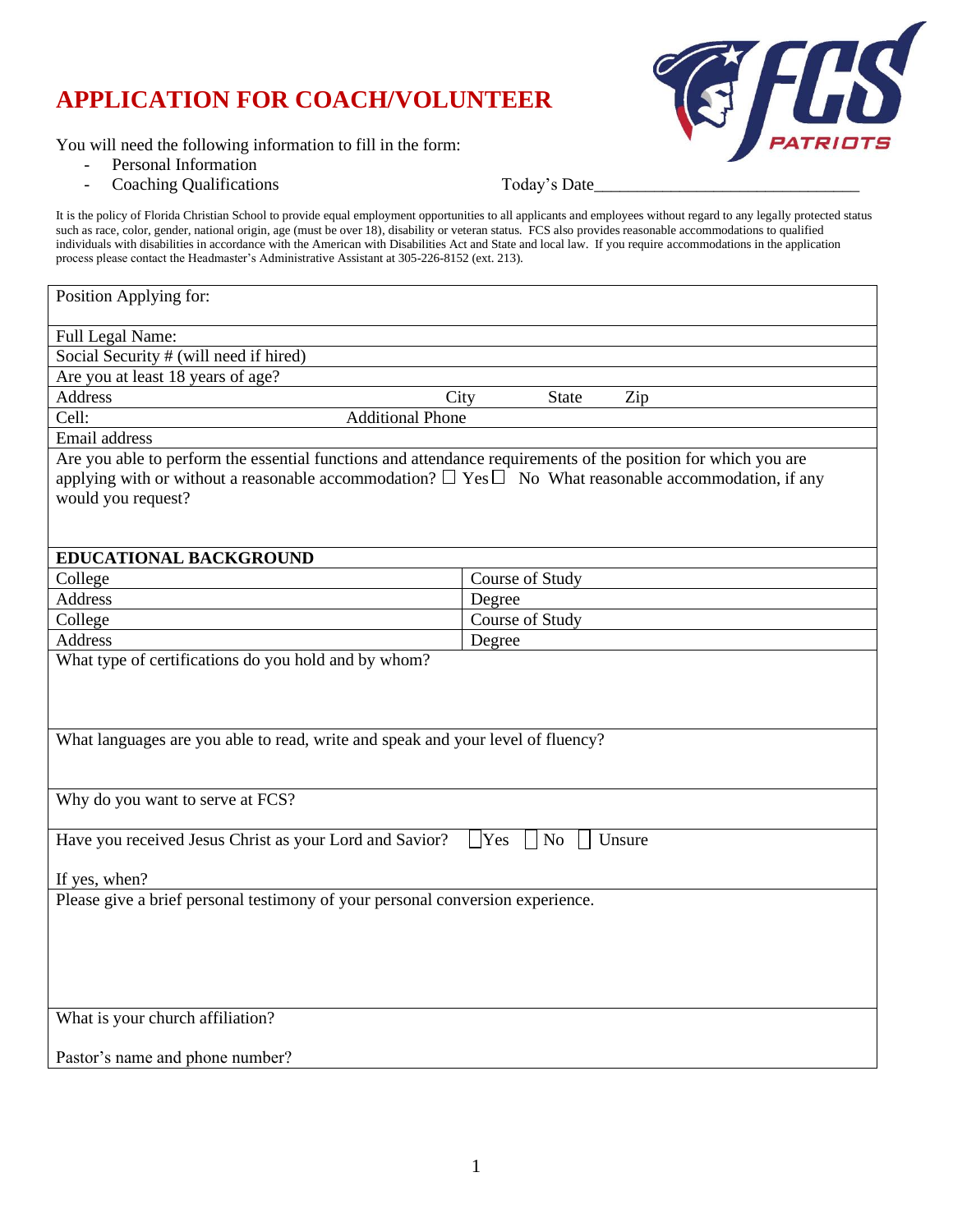# APPLICATION FOR COACH/VOLUNTEER

You will need the following information to fill in the form:

- Personal Information
- Coaching Qualifications

Today's Date_______________________________

It is the policy of Florida Christian School to provide equal employment opportunities to all applicants and employees without regard to any legally protected status such as race, color, gender, national origin, age (must be over 18), disability or veteran status. FCS also provides reasonable accommodations to qualified individuals with disabilities in accordance with the American with Disabilities Act and State and local law. If you require accommodations in the application process please contact the Headmaster's Administrative Assistant at 305-226-8152 (ext. 213).

| | |
|---|---|
| Position Applying for: | |
| Full Legal Name: | |
| Social Security # (will need if hired) | |
| Are you at least 18 years of age? | |
| Address | City State Zip |
| Cell: | Additional Phone |
| Email address | |
| Are you able to perform the essential functions and attendance requirements of the position for which you are applying with or without a reasonable accommodation? ☐ Yes ☐ No What reasonable accommodation, if any would you request? | |
| **EDUCATIONAL BACKGROUND** | |
| College | Course of Study |
| Address | Degree |
| College | Course of Study |
| Address | Degree |
| What type of certifications do you hold and by whom? | |
| What languages are you able to read, write and speak and your level of fluency? | |
| Why do you want to serve at FCS? | |
| Have you received Jesus Christ as your Lord and Savior? ☐ Yes ☐ No ☐ Unsure<br><br>If yes, when? | |
| Please give a brief personal testimony of your personal conversion experience. | |
| What is your church affiliation?<br><br>Pastor's name and phone number? | |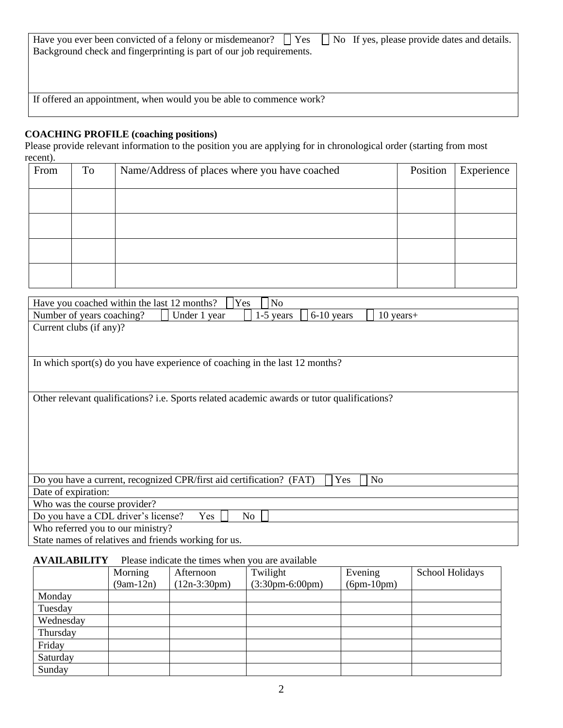Have you ever been convicted of a felony or misdemeanor? ☐ Yes ☐ No If yes, please provide dates and details.
Background check and fingerprinting is part of our job requirements.

If offered an appointment, when would you be able to commence work?

**COACHING PROFILE (coaching positions)**

Please provide relevant information to the position you are applying for in chronological order (starting from most recent).

| From | To | Name/Address of places where you have coached | Position | Experience |
|---|---|---|---|---|
| | | | | |
| | | | | |
| | | | | |
| | | | | |

Have you coached within the last 12 months? ☐ Yes ☐ No

Number of years coaching? ☐ Under 1 year ☐ 1-5 years ☐ 6-10 years ☐ 10 years+

Current clubs (if any)?

In which sport(s) do you have experience of coaching in the last 12 months?

Other relevant qualifications? i.e. Sports related academic awards or tutor qualifications?

Do you have a current, recognized CPR/first aid certification? (FAT) ☐ Yes ☐ No

Date of expiration:

Who was the course provider?

Do you have a CDL driver's license? Yes ☐ No ☐

Who referred you to our ministry?
State names of relatives and friends working for us.

**AVAILABILITY** Please indicate the times when you are available

| | Morning (9am-12n) | Afternoon (12n-3:30pm) | Twilight (3:30pm-6:00pm) | Evening (6pm-10pm) | School Holidays |
|---|---|---|---|---|---|
| Monday | | | | | |
| Tuesday | | | | | |
| Wednesday | | | | | |
| Thursday | | | | | |
| Friday | | | | | |
| Saturday | | | | | |
| Sunday | | | | | |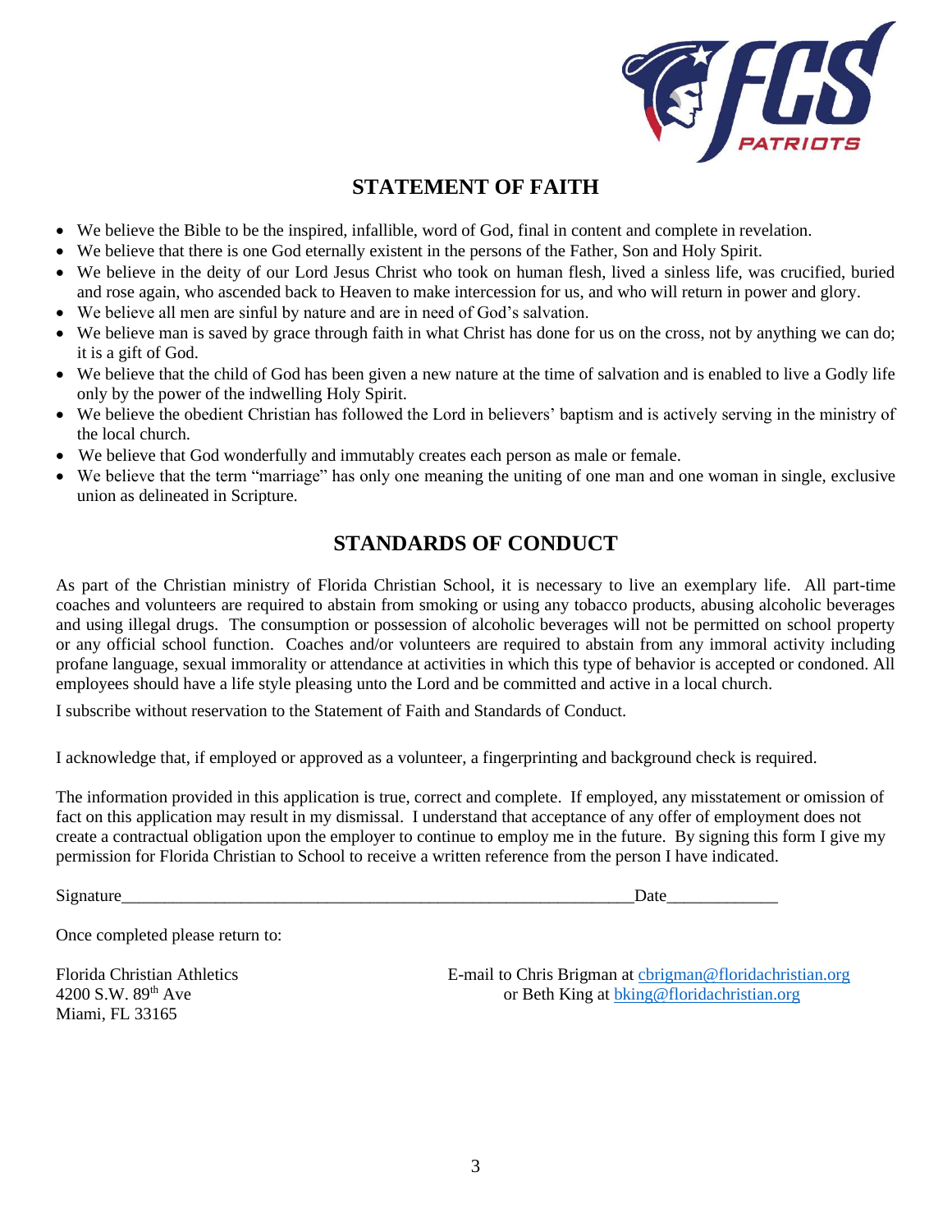## STATEMENT OF FAITH

- We believe the Bible to be the inspired, infallible, word of God, final in content and complete in revelation.
- We believe that there is one God eternally existent in the persons of the Father, Son and Holy Spirit.
- We believe in the deity of our Lord Jesus Christ who took on human flesh, lived a sinless life, was crucified, buried and rose again, who ascended back to Heaven to make intercession for us, and who will return in power and glory.
- We believe all men are sinful by nature and are in need of God's salvation.
- We believe man is saved by grace through faith in what Christ has done for us on the cross, not by anything we can do; it is a gift of God.
- We believe that the child of God has been given a new nature at the time of salvation and is enabled to live a Godly life only by the power of the indwelling Holy Spirit.
- We believe the obedient Christian has followed the Lord in believers' baptism and is actively serving in the ministry of the local church.
- We believe that God wonderfully and immutably creates each person as male or female.
- We believe that the term "marriage" has only one meaning the uniting of one man and one woman in single, exclusive union as delineated in Scripture.

## STANDARDS OF CONDUCT

As part of the Christian ministry of Florida Christian School, it is necessary to live an exemplary life. All part-time coaches and volunteers are required to abstain from smoking or using any tobacco products, abusing alcoholic beverages and using illegal drugs. The consumption or possession of alcoholic beverages will not be permitted on school property or any official school function. Coaches and/or volunteers are required to abstain from any immoral activity including profane language, sexual immorality or attendance at activities in which this type of behavior is accepted or condoned. All employees should have a life style pleasing unto the Lord and be committed and active in a local church.

I subscribe without reservation to the Statement of Faith and Standards of Conduct.

I acknowledge that, if employed or approved as a volunteer, a fingerprinting and background check is required.

The information provided in this application is true, correct and complete. If employed, any misstatement or omission of fact on this application may result in my dismissal. I understand that acceptance of any offer of employment does not create a contractual obligation upon the employer to continue to employ me in the future. By signing this form I give my permission for Florida Christian to School to receive a written reference from the person I have indicated.

Signature_______________________________________________________________Date_____________

Once completed please return to:

Florida Christian Athletics
4200 S.W. 89th Ave
Miami, FL 33165

E-mail to Chris Brigman at cbrigman@floridachristian.org
or Beth King at bking@floridachristian.org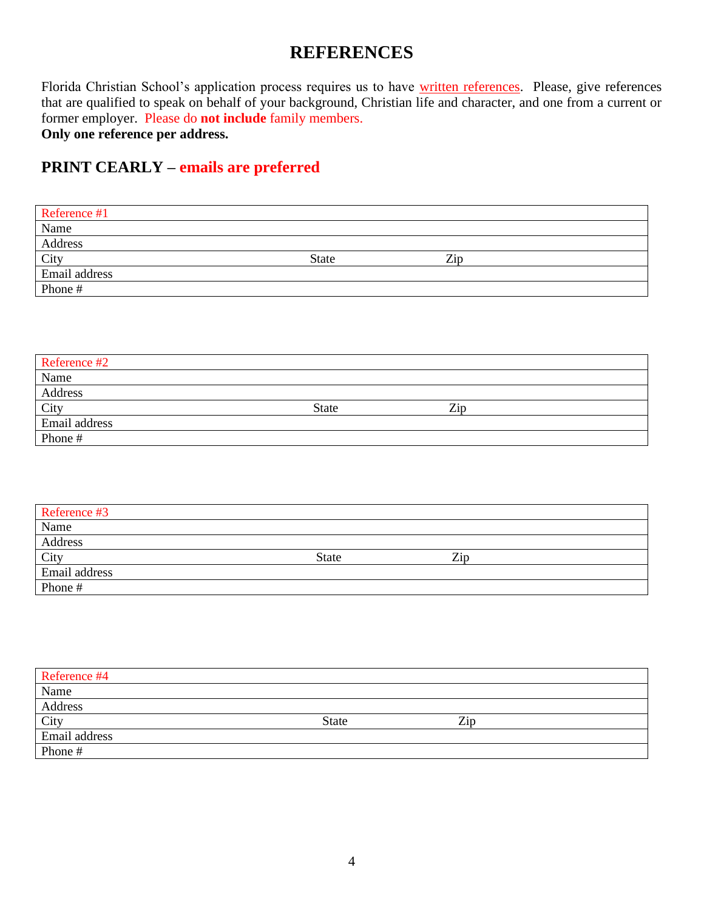# REFERENCES

Florida Christian School's application process requires us to have written references. Please, give references that are qualified to speak on behalf of your background, Christian life and character, and one from a current or former employer. Please do **not include** family members.

**Only one reference per address.**

## PRINT CEARLY – emails are preferred

| Reference #1 | | |
|---|---|---|
| Name | | |
| Address | | |
| City | State | Zip |
| Email address | | |
| Phone # | | |

| Reference #2 | | |
|---|---|---|
| Name | | |
| Address | | |
| City | State | Zip |
| Email address | | |
| Phone # | | |

| Reference #3 | | |
|---|---|---|
| Name | | |
| Address | | |
| City | State | Zip |
| Email address | | |
| Phone # | | |

| Reference #4 | | |
|---|---|---|
| Name | | |
| Address | | |
| City | State | Zip |
| Email address | | |
| Phone # | | |